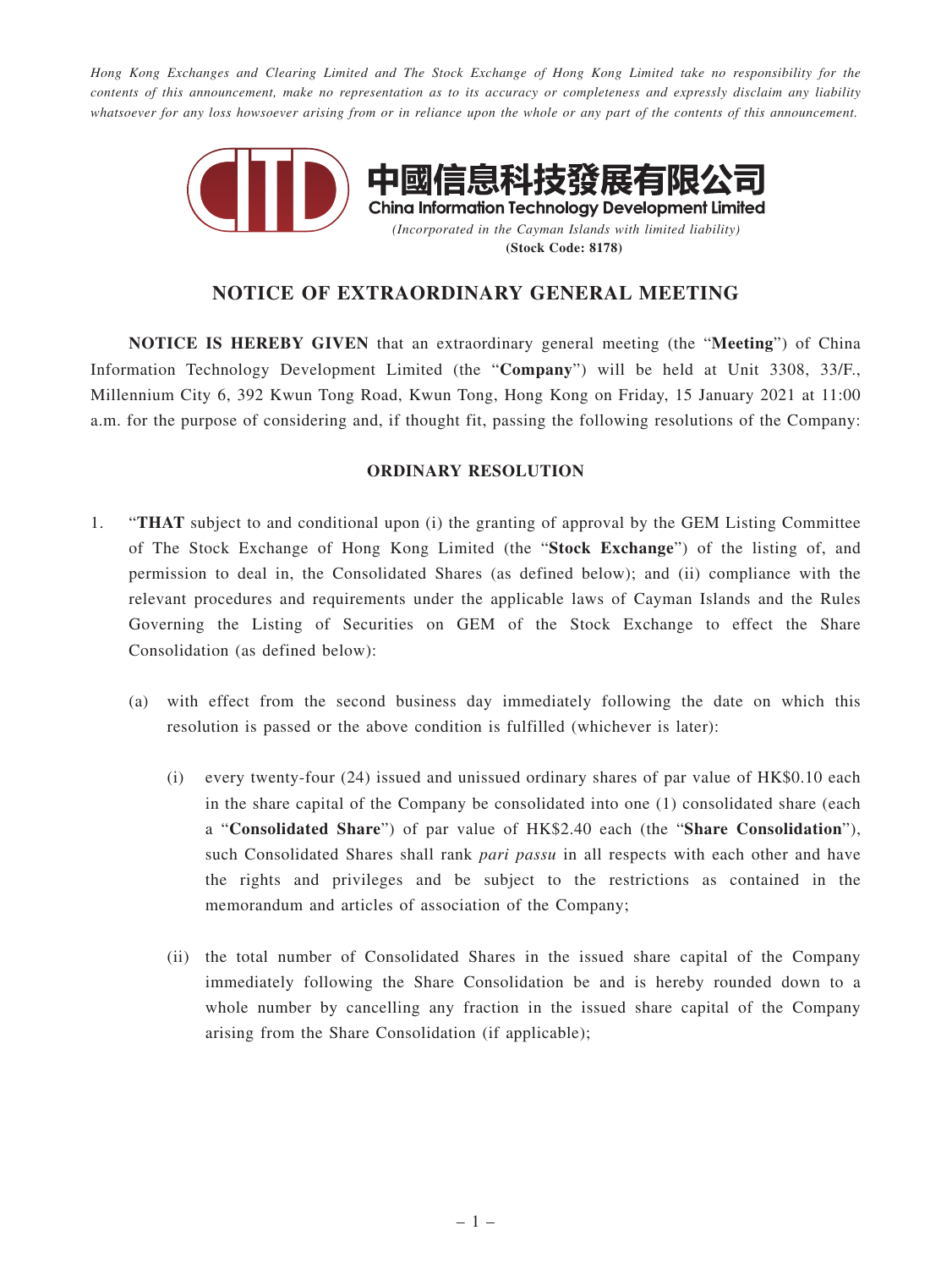*Hong Kong Exchanges and Clearing Limited and The Stock Exchange of Hong Kong Limited take no responsibility for the contents of this announcement, make no representation as to its accuracy or completeness and expressly disclaim any liability whatsoever for any loss howsoever arising from or in reliance upon the whole or any part of the contents of this announcement.*

**中國信息科技發展有限公司**
**China Information Technology Development Limited**
*(Incorporated in the Cayman Islands with limited liability)*
**(Stock Code: 8178)**

## NOTICE OF EXTRAORDINARY GENERAL MEETING

**NOTICE IS HEREBY GIVEN** that an extraordinary general meeting (the "**Meeting**") of China Information Technology Development Limited (the "**Company**") will be held at Unit 3308, 33/F., Millennium City 6, 392 Kwun Tong Road, Kwun Tong, Hong Kong on Friday, 15 January 2021 at 11:00 a.m. for the purpose of considering and, if thought fit, passing the following resolutions of the Company:

### ORDINARY RESOLUTION

1. "**THAT** subject to and conditional upon (i) the granting of approval by the GEM Listing Committee of The Stock Exchange of Hong Kong Limited (the "**Stock Exchange**") of the listing of, and permission to deal in, the Consolidated Shares (as defined below); and (ii) compliance with the relevant procedures and requirements under the applicable laws of Cayman Islands and the Rules Governing the Listing of Securities on GEM of the Stock Exchange to effect the Share Consolidation (as defined below):

   (a) with effect from the second business day immediately following the date on which this resolution is passed or the above condition is fulfilled (whichever is later):

      (i) every twenty-four (24) issued and unissued ordinary shares of par value of HK$0.10 each in the share capital of the Company be consolidated into one (1) consolidated share (each a "**Consolidated Share**") of par value of HK$2.40 each (the "**Share Consolidation**"), such Consolidated Shares shall rank *pari passu* in all respects with each other and have the rights and privileges and be subject to the restrictions as contained in the memorandum and articles of association of the Company;

      (ii) the total number of Consolidated Shares in the issued share capital of the Company immediately following the Share Consolidation be and is hereby rounded down to a whole number by cancelling any fraction in the issued share capital of the Company arising from the Share Consolidation (if applicable);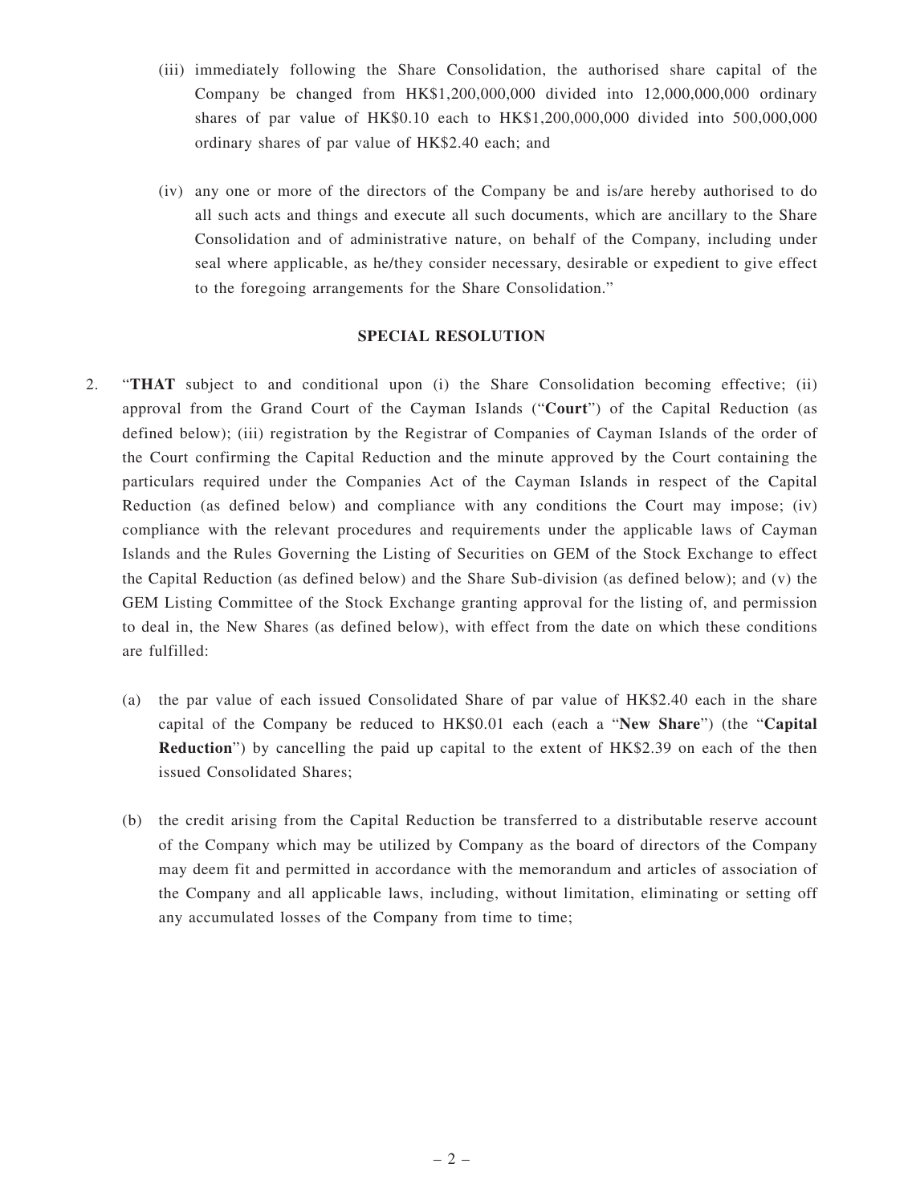(iii) immediately following the Share Consolidation, the authorised share capital of the Company be changed from HK$1,200,000,000 divided into 12,000,000,000 ordinary shares of par value of HK$0.10 each to HK$1,200,000,000 divided into 500,000,000 ordinary shares of par value of HK$2.40 each; and

(iv) any one or more of the directors of the Company be and is/are hereby authorised to do all such acts and things and execute all such documents, which are ancillary to the Share Consolidation and of administrative nature, on behalf of the Company, including under seal where applicable, as he/they consider necessary, desirable or expedient to give effect to the foregoing arrangements for the Share Consolidation."

**SPECIAL RESOLUTION**

2. "**THAT** subject to and conditional upon (i) the Share Consolidation becoming effective; (ii) approval from the Grand Court of the Cayman Islands ("**Court**") of the Capital Reduction (as defined below); (iii) registration by the Registrar of Companies of Cayman Islands of the order of the Court confirming the Capital Reduction and the minute approved by the Court containing the particulars required under the Companies Act of the Cayman Islands in respect of the Capital Reduction (as defined below) and compliance with any conditions the Court may impose; (iv) compliance with the relevant procedures and requirements under the applicable laws of Cayman Islands and the Rules Governing the Listing of Securities on GEM of the Stock Exchange to effect the Capital Reduction (as defined below) and the Share Sub-division (as defined below); and (v) the GEM Listing Committee of the Stock Exchange granting approval for the listing of, and permission to deal in, the New Shares (as defined below), with effect from the date on which these conditions are fulfilled:

   (a) the par value of each issued Consolidated Share of par value of HK$2.40 each in the share capital of the Company be reduced to HK$0.01 each (each a "**New Share**") (the "**Capital Reduction**") by cancelling the paid up capital to the extent of HK$2.39 on each of the then issued Consolidated Shares;

   (b) the credit arising from the Capital Reduction be transferred to a distributable reserve account of the Company which may be utilized by Company as the board of directors of the Company may deem fit and permitted in accordance with the memorandum and articles of association of the Company and all applicable laws, including, without limitation, eliminating or setting off any accumulated losses of the Company from time to time;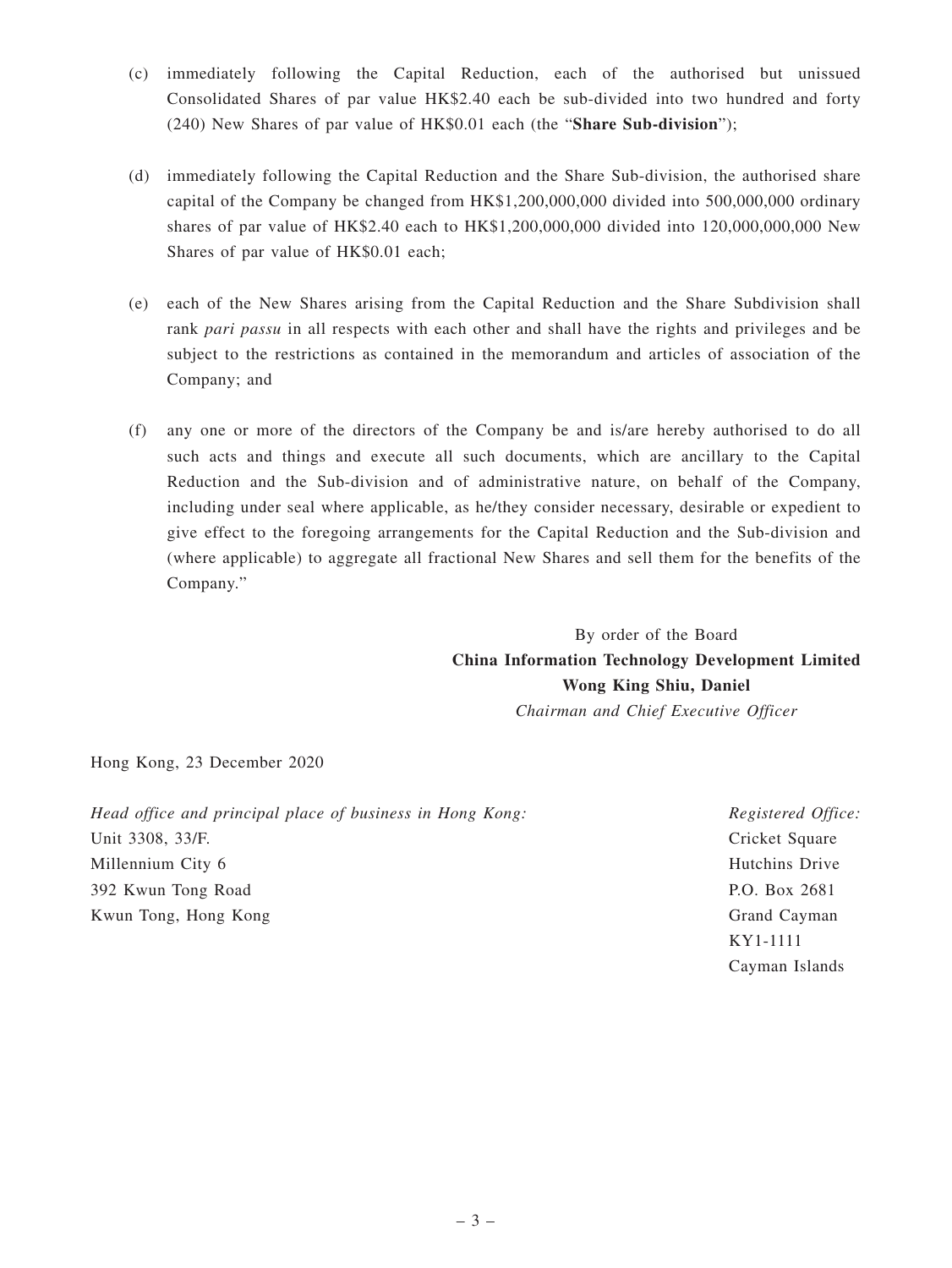(c) immediately following the Capital Reduction, each of the authorised but unissued Consolidated Shares of par value HK$2.40 each be sub-divided into two hundred and forty (240) New Shares of par value of HK$0.01 each (the "**Share Sub-division**");

(d) immediately following the Capital Reduction and the Share Sub-division, the authorised share capital of the Company be changed from HK$1,200,000,000 divided into 500,000,000 ordinary shares of par value of HK$2.40 each to HK$1,200,000,000 divided into 120,000,000,000 New Shares of par value of HK$0.01 each;

(e) each of the New Shares arising from the Capital Reduction and the Share Subdivision shall rank *pari passu* in all respects with each other and shall have the rights and privileges and be subject to the restrictions as contained in the memorandum and articles of association of the Company; and

(f) any one or more of the directors of the Company be and is/are hereby authorised to do all such acts and things and execute all such documents, which are ancillary to the Capital Reduction and the Sub-division and of administrative nature, on behalf of the Company, including under seal where applicable, as he/they consider necessary, desirable or expedient to give effect to the foregoing arrangements for the Capital Reduction and the Sub-division and (where applicable) to aggregate all fractional New Shares and sell them for the benefits of the Company."

By order of the Board
**China Information Technology Development Limited**
**Wong King Shiu, Daniel**
*Chairman and Chief Executive Officer*

Hong Kong, 23 December 2020

*Head office and principal place of business in Hong Kong:*
Unit 3308, 33/F.
Millennium City 6
392 Kwun Tong Road
Kwun Tong, Hong Kong

*Registered Office:*
Cricket Square
Hutchins Drive
P.O. Box 2681
Grand Cayman
KY1-1111
Cayman Islands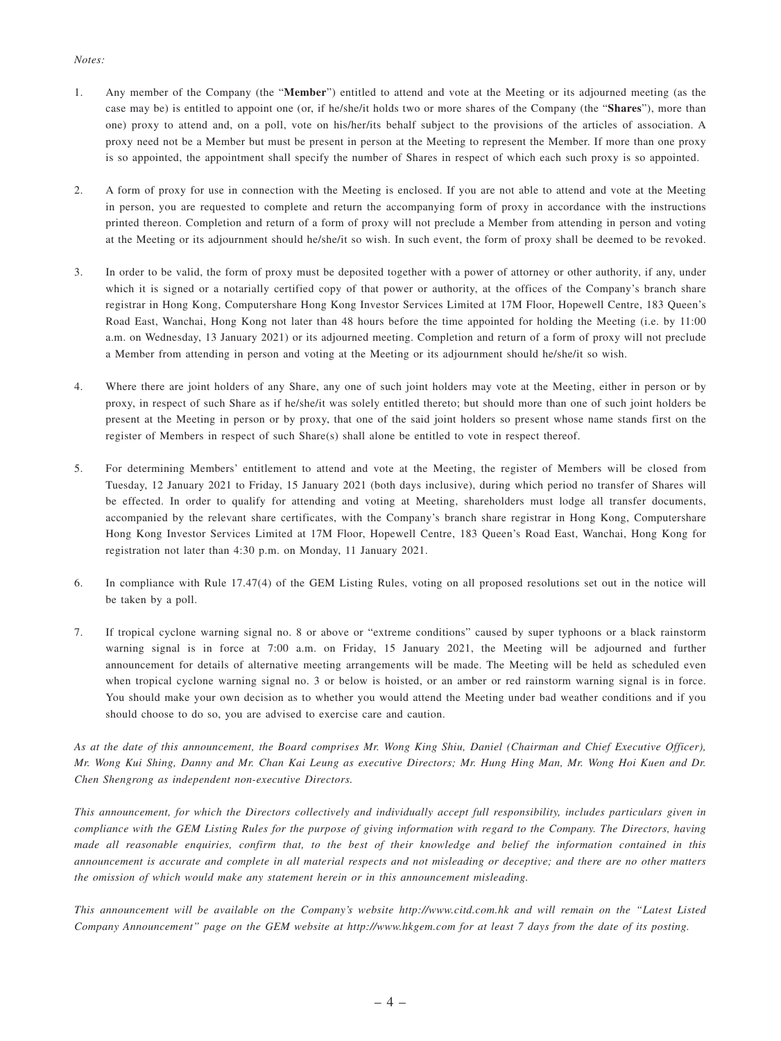*Notes:*

1. Any member of the Company (the "**Member**") entitled to attend and vote at the Meeting or its adjourned meeting (as the case may be) is entitled to appoint one (or, if he/she/it holds two or more shares of the Company (the "**Shares**"), more than one) proxy to attend and, on a poll, vote on his/her/its behalf subject to the provisions of the articles of association. A proxy need not be a Member but must be present in person at the Meeting to represent the Member. If more than one proxy is so appointed, the appointment shall specify the number of Shares in respect of which each such proxy is so appointed.

2. A form of proxy for use in connection with the Meeting is enclosed. If you are not able to attend and vote at the Meeting in person, you are requested to complete and return the accompanying form of proxy in accordance with the instructions printed thereon. Completion and return of a form of proxy will not preclude a Member from attending in person and voting at the Meeting or its adjournment should he/she/it so wish. In such event, the form of proxy shall be deemed to be revoked.

3. In order to be valid, the form of proxy must be deposited together with a power of attorney or other authority, if any, under which it is signed or a notarially certified copy of that power or authority, at the offices of the Company's branch share registrar in Hong Kong, Computershare Hong Kong Investor Services Limited at 17M Floor, Hopewell Centre, 183 Queen's Road East, Wanchai, Hong Kong not later than 48 hours before the time appointed for holding the Meeting (i.e. by 11:00 a.m. on Wednesday, 13 January 2021) or its adjourned meeting. Completion and return of a form of proxy will not preclude a Member from attending in person and voting at the Meeting or its adjournment should he/she/it so wish.

4. Where there are joint holders of any Share, any one of such joint holders may vote at the Meeting, either in person or by proxy, in respect of such Share as if he/she/it was solely entitled thereto; but should more than one of such joint holders be present at the Meeting in person or by proxy, that one of the said joint holders so present whose name stands first on the register of Members in respect of such Share(s) shall alone be entitled to vote in respect thereof.

5. For determining Members' entitlement to attend and vote at the Meeting, the register of Members will be closed from Tuesday, 12 January 2021 to Friday, 15 January 2021 (both days inclusive), during which period no transfer of Shares will be effected. In order to qualify for attending and voting at Meeting, shareholders must lodge all transfer documents, accompanied by the relevant share certificates, with the Company's branch share registrar in Hong Kong, Computershare Hong Kong Investor Services Limited at 17M Floor, Hopewell Centre, 183 Queen's Road East, Wanchai, Hong Kong for registration not later than 4:30 p.m. on Monday, 11 January 2021.

6. In compliance with Rule 17.47(4) of the GEM Listing Rules, voting on all proposed resolutions set out in the notice will be taken by a poll.

7. If tropical cyclone warning signal no. 8 or above or "extreme conditions" caused by super typhoons or a black rainstorm warning signal is in force at 7:00 a.m. on Friday, 15 January 2021, the Meeting will be adjourned and further announcement for details of alternative meeting arrangements will be made. The Meeting will be held as scheduled even when tropical cyclone warning signal no. 3 or below is hoisted, or an amber or red rainstorm warning signal is in force. You should make your own decision as to whether you would attend the Meeting under bad weather conditions and if you should choose to do so, you are advised to exercise care and caution.

*As at the date of this announcement, the Board comprises Mr. Wong King Shiu, Daniel (Chairman and Chief Executive Officer), Mr. Wong Kui Shing, Danny and Mr. Chan Kai Leung as executive Directors; Mr. Hung Hing Man, Mr. Wong Hoi Kuen and Dr. Chen Shengrong as independent non-executive Directors.*

*This announcement, for which the Directors collectively and individually accept full responsibility, includes particulars given in compliance with the GEM Listing Rules for the purpose of giving information with regard to the Company. The Directors, having made all reasonable enquiries, confirm that, to the best of their knowledge and belief the information contained in this announcement is accurate and complete in all material respects and not misleading or deceptive; and there are no other matters the omission of which would make any statement herein or in this announcement misleading.*

*This announcement will be available on the Company's website http://www.citd.com.hk and will remain on the "Latest Listed Company Announcement" page on the GEM website at http://www.hkgem.com for at least 7 days from the date of its posting.*